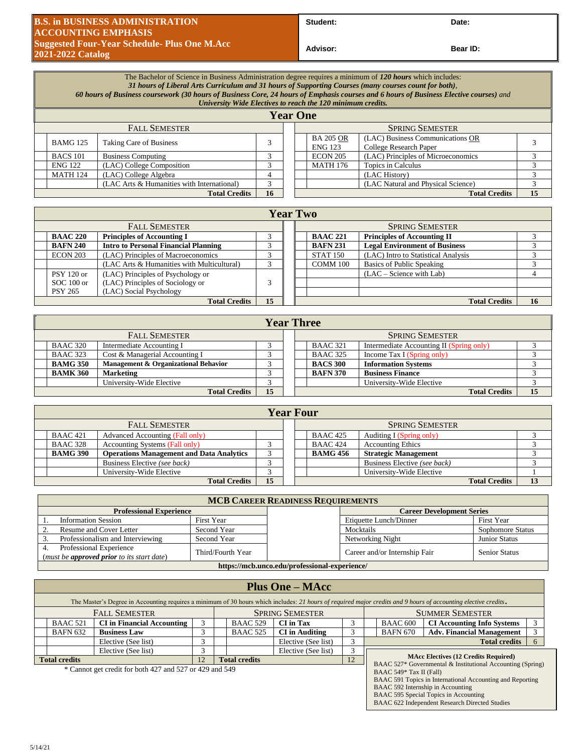# B.S. in BUSINESS ADMINISTRATION ACCOUNTING EMPHASIS

## Suggested Four-Year Schedule- Plus One M.Acc

## 2021-2022 Catalog

| Student: | Date: |
|---|---|
| Advisor: | Bear ID: |

The Bachelor of Science in Business Administration degree requires a minimum of ***120 hours*** which includes:
***31 hours of Liberal Arts Curriculum and 31 hours of Supporting Courses (many courses count for both)***,
***60 hours of Business coursework (30 hours of Business Core, 24 hours of Emphasis courses and 6 hours of Business Elective courses)*** and
***University Wide Electives to reach the 120 minimum credits.***

## Year One

| Fall Semester | | | Spring Semester | | |
|---|---|---|---|---|---|
| BAMG 125 | Taking Care of Business | 3 | BA 205 OR ENG 123 | (LAC) Business Communications OR College Research Paper | 3 |
| BACS 101 | Business Computing | 3 | ECON 205 | (LAC) Principles of Microeconomics | 3 |
| ENG 122 | (LAC) College Composition | 3 | MATH 176 | Topics in Calculus | 3 |
| MATH 124 | (LAC) College Algebra | 4 | | (LAC History) | 3 |
| | (LAC Arts & Humanities with International) | 3 | | (LAC Natural and Physical Science) | 3 |
| | **Total Credits** | **16** | | **Total Credits** | **15** |

## Year Two

| Fall Semester | | | Spring Semester | | |
|---|---|---|---|---|---|
| **BAAC 220** | **Principles of Accounting I** | 3 | **BAAC 221** | **Principles of Accounting II** | 3 |
| **BAFN 240** | **Intro to Personal Financial Planning** | 3 | **BAFN 231** | **Legal Environment of Business** | 3 |
| ECON 203 | (LAC) Principles of Macroeconomics | 3 | STAT 150 | (LAC) Intro to Statistical Analysis | 3 |
| | (LAC Arts & Humanities with Multicultural) | 3 | COMM 100 | Basics of Public Speaking | 3 |
| PSY 120 or SOC 100 or PSY 265 | (LAC) Principles of Psychology or (LAC) Principles of Sociology or (LAC) Social Psychology | 3 | | (LAC – Science with Lab) | 4 |
| | **Total Credits** | **15** | | **Total Credits** | **16** |

## Year Three

| Fall Semester | | | Spring Semester | | |
|---|---|---|---|---|---|
| BAAC 320 | Intermediate Accounting I | 3 | BAAC 321 | Intermediate Accounting II (Spring only) | 3 |
| BAAC 323 | Cost & Managerial Accounting I | 3 | BAAC 325 | Income Tax I (Spring only) | 3 |
| **BAMG 350** | **Management & Organizational Behavior** | 3 | **BACS 300** | **Information Systems** | 3 |
| **BAMK 360** | **Marketing** | 3 | **BAFN 370** | **Business Finance** | 3 |
| | University-Wide Elective | 3 | | University-Wide Elective | 3 |
| | **Total Credits** | **15** | | **Total Credits** | **15** |

## Year Four

| Fall Semester | | | Spring Semester | | |
|---|---|---|---|---|---|
| BAAC 421 | Advanced Accounting (Fall only) | | BAAC 425 | Auditing I (Spring only) | 3 |
| BAAC 328 | Accounting Systems (Fall only) | 3 | BAAC 424 | Accounting Ethics | 3 |
| **BAMG 390** | **Operations Management and Data Analytics** | 3 | **BAMG 456** | **Strategic Management** | 3 |
| | Business Elective *(see back)* | 3 | | Business Elective *(see back)* | 3 |
| | University-Wide Elective | 3 | | University-Wide Elective | 1 |
| | **Total Credits** | **15** | | **Total Credits** | **13** |

## MCB Career Readiness Requirements

| **Professional Experience** | | **Career Development Series** | |
|---|---|---|---|
| 1. Information Session | First Year | Etiquette Lunch/Dinner | First Year |
| 2. Resume and Cover Letter | Second Year | Mocktails | Sophomore Status |
| 3. Professionalism and Interviewing | Second Year | Networking Night | Junior Status |
| 4. Professional Experience (*must be **approved prior** to its start date*) | Third/Fourth Year | Career and/or Internship Fair | Senior Status |

**https://mcb.unco.edu/professional-experience/**

## Plus One – MAcc

The Master's Degree in Accounting requires a minimum of 30 hours which includes: *21 hours of required major credits and 9 hours of accounting elective credits*.

| Fall Semester | | | Spring Semester | | | Summer Semester | | |
|---|---|---|---|---|---|---|---|---|
| BAAC 521 | **CI in Financial Accounting** | 3 | BAAC 529 | **CI in Tax** | 3 | BAAC 600 | **CI Accounting Info Systems** | 3 |
| BAFN 632 | **Business Law** | 3 | BAAC 525 | **CI in Auditing** | 3 | BAFN 670 | **Adv. Financial Management** | 3 |
| | Elective (See list) | 3 | | Elective (See list) | 3 | | **Total credits** | 6 |
| | Elective (See list) | 3 | | Elective (See list) | 3 | | | |
| **Total credits** | | 12 | **Total credits** | | 12 | | | |

\* Cannot get credit for both 427 and 527 or 429 and 549

**MAcc Electives (12 Credits Required)**
BAAC 527* Governmental & Institutional Accounting (Spring)
BAAC 549* Tax II (Fall)
BAAC 591 Topics in International Accounting and Reporting
BAAC 592 Internship in Accounting
BAAC 595 Special Topics in Accounting
BAAC 622 Independent Research Directed Studies

5/14/21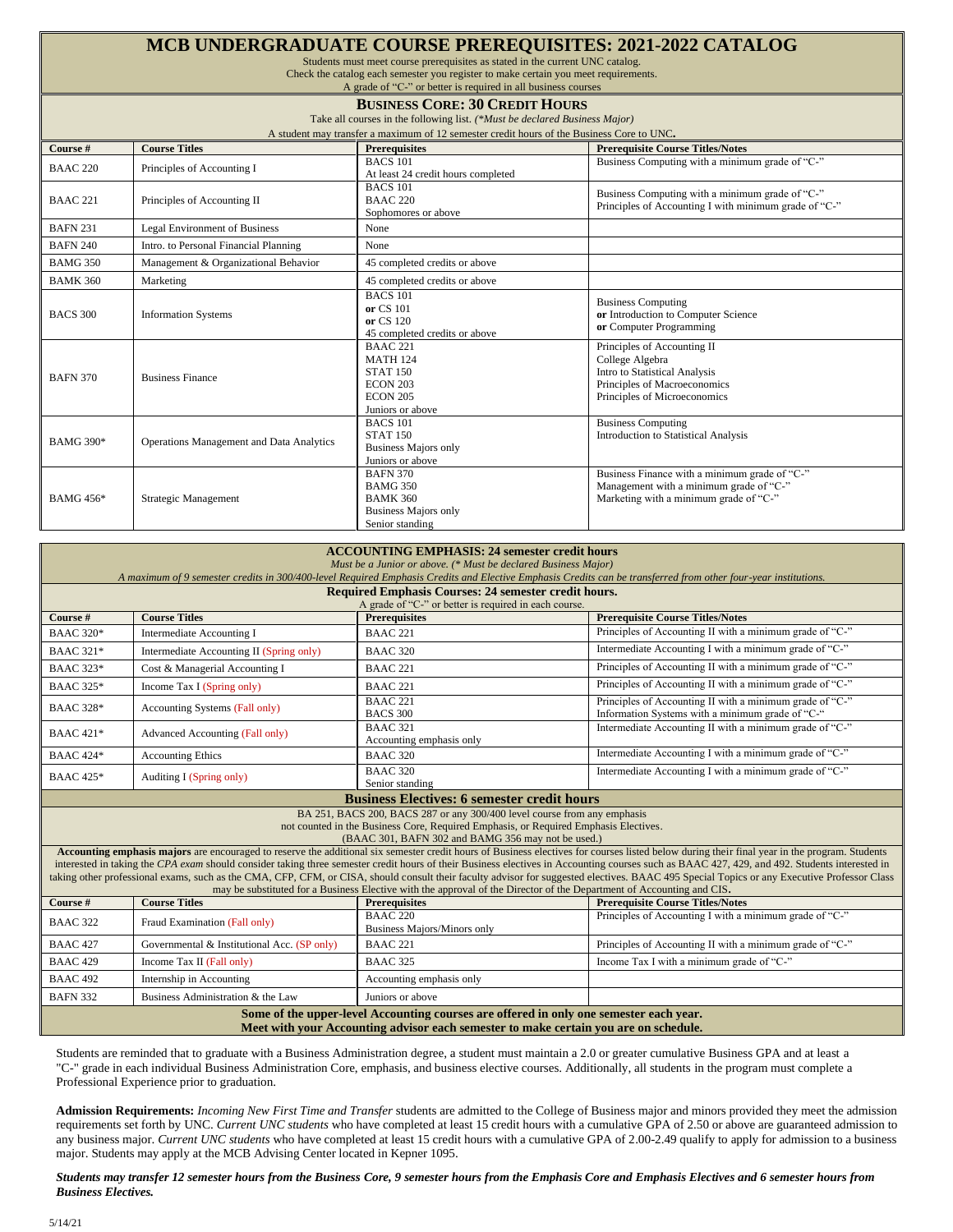# MCB UNDERGRADUATE COURSE PREREQUISITES: 2021-2022 CATALOG

Students must meet course prerequisites as stated in the current UNC catalog.
Check the catalog each semester you register to make certain you meet requirements.
A grade of "C-" or better is required in all business courses

## BUSINESS CORE: 30 CREDIT HOURS

Take all courses in the following list. *(\*Must be declared Business Major)*
A student may transfer a maximum of 12 semester credit hours of the Business Core to UNC.

| Course # | Course Titles | Prerequisites | Prerequisite Course Titles/Notes |
|---|---|---|---|
| BAAC 220 | Principles of Accounting I | BACS 101<br>At least 24 credit hours completed | Business Computing with a minimum grade of "C-" |
| BAAC 221 | Principles of Accounting II | BACS 101<br>BAAC 220<br>Sophomores or above | Business Computing with a minimum grade of "C-"<br>Principles of Accounting I with minimum grade of "C-" |
| BAFN 231 | Legal Environment of Business | None | |
| BAFN 240 | Intro. to Personal Financial Planning | None | |
| BAMG 350 | Management & Organizational Behavior | 45 completed credits or above | |
| BAMK 360 | Marketing | 45 completed credits or above | |
| BACS 300 | Information Systems | BACS 101<br>**or** CS 101<br>**or** CS 120<br>45 completed credits or above | Business Computing<br>**or** Introduction to Computer Science<br>**or** Computer Programming |
| BAFN 370 | Business Finance | BAAC 221<br>MATH 124<br>STAT 150<br>ECON 203<br>ECON 205<br>Juniors or above | Principles of Accounting II<br>College Algebra<br>Intro to Statistical Analysis<br>Principles of Macroeconomics<br>Principles of Microeconomics |
| BAMG 390* | Operations Management and Data Analytics | BACS 101<br>STAT 150<br>Business Majors only<br>Juniors or above | Business Computing<br>Introduction to Statistical Analysis |
| BAMG 456* | Strategic Management | BAFN 370<br>BAMG 350<br>BAMK 360<br>Business Majors only<br>Senior standing | Business Finance with a minimum grade of "C-"<br>Management with a minimum grade of "C-"<br>Marketing with a minimum grade of "C-" |

## ACCOUNTING EMPHASIS: 24 semester credit hours

*Must be a Junior or above. (\* Must be declared Business Major)*
*A maximum of 9 semester credits in 300/400-level Required Emphasis Credits and Elective Emphasis Credits can be transferred from other four-year institutions.*

### Required Emphasis Courses: 24 semester credit hours.

A grade of "C-" or better is required in each course.

| Course # | Course Titles | Prerequisites | Prerequisite Course Titles/Notes |
|---|---|---|---|
| BAAC 320* | Intermediate Accounting I | BAAC 221 | Principles of Accounting II with a minimum grade of "C-" |
| BAAC 321* | Intermediate Accounting II (Spring only) | BAAC 320 | Intermediate Accounting I with a minimum grade of "C-" |
| BAAC 323* | Cost & Managerial Accounting I | BAAC 221 | Principles of Accounting II with a minimum grade of "C-" |
| BAAC 325* | Income Tax I (Spring only) | BAAC 221 | Principles of Accounting II with a minimum grade of "C-" |
| BAAC 328* | Accounting Systems (Fall only) | BAAC 221<br>BACS 300 | Principles of Accounting II with a minimum grade of "C-"<br>Information Systems with a minimum grade of "C-" |
| BAAC 421* | Advanced Accounting (Fall only) | BAAC 321<br>Accounting emphasis only | Intermediate Accounting I with a minimum grade of "C-" |
| BAAC 424* | Accounting Ethics | BAAC 320 | Intermediate Accounting I with a minimum grade of "C-" |
| BAAC 425* | Auditing I (Spring only) | BAAC 320<br>Senior standing | Intermediate Accounting I with a minimum grade of "C-" |

### Business Electives: 6 semester credit hours

BA 251, BACS 200, BACS 287 or any 300/400 level course from any emphasis
not counted in the Business Core, Required Emphasis, or Required Emphasis Electives.
(BAAC 301, BAFN 302 and BAMG 356 may not be used.)

**Accounting emphasis majors** are encouraged to reserve the additional six semester credit hours of Business electives for courses listed below during their final year in the program. Students interested in taking the *CPA exam* should consider taking three semester credit hours of their Business electives in Accounting courses such as BAAC 427, 429, and 492. Students interested in taking other professional exams, such as the CMA, CFP, CFM, or CISA, should consult their faculty advisor for suggested electives. BAAC 495 Special Topics or any Executive Professor Class may be substituted for a Business Elective with the approval of the Director of the Department of Accounting and CIS.

| Course # | Course Titles | Prerequisites | Prerequisite Course Titles/Notes |
|---|---|---|---|
| BAAC 322 | Fraud Examination (Fall only) | BAAC 220<br>Business Majors/Minors only | Principles of Accounting I with a minimum grade of "C-" |
| BAAC 427 | Governmental & Institutional Acc. (SP only) | BAAC 221 | Principles of Accounting II with a minimum grade of "C-" |
| BAAC 429 | Income Tax II (Fall only) | BAAC 325 | Income Tax I with a minimum grade of "C-" |
| BAAC 492 | Internship in Accounting | Accounting emphasis only | |
| BAFN 332 | Business Administration & the Law | Juniors or above | |

**Some of the upper-level Accounting courses are offered in only one semester each year.**
**Meet with your Accounting advisor each semester to make certain you are on schedule.**

Students are reminded that to graduate with a Business Administration degree, a student must maintain a 2.0 or greater cumulative Business GPA and at least a "C-" grade in each individual Business Administration Core, emphasis, and business elective courses. Additionally, all students in the program must complete a Professional Experience prior to graduation.

**Admission Requirements:** *Incoming New First Time and Transfer* students are admitted to the College of Business major and minors provided they meet the admission requirements set forth by UNC. *Current UNC students* who have completed at least 15 credit hours with a cumulative GPA of 2.50 or above are guaranteed admission to any business major. *Current UNC students* who have completed at least 15 credit hours with a cumulative GPA of 2.00-2.49 qualify to apply for admission to a business major. Students may apply at the MCB Advising Center located in Kepner 1095.

***Students may transfer 12 semester hours from the Business Core, 9 semester hours from the Emphasis Core and Emphasis Electives and 6 semester hours from Business Electives.***

5/14/21